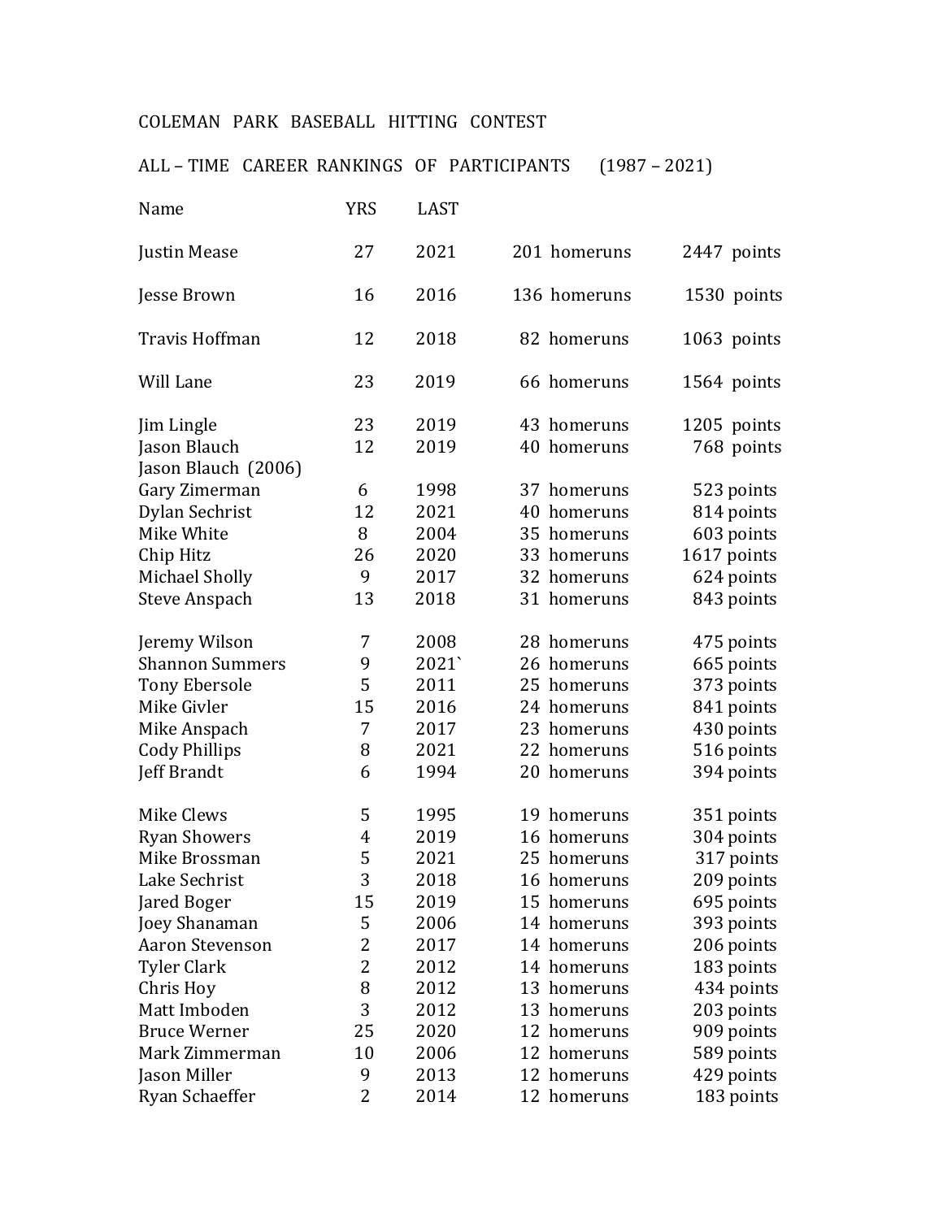COLEMAN PARK BASEBALL HITTING CONTEST

ALL – TIME CAREER RANKINGS OF PARTICIPANTS (1987 – 2021)

| Name | YRS | LAST | | |
|---|---|---|---|---|
| Justin Mease | 27 | 2021 | 201 homeruns | 2447 points |
| Jesse Brown | 16 | 2016 | 136 homeruns | 1530 points |
| Travis Hoffman | 12 | 2018 | 82 homeruns | 1063 points |
| Will Lane | 23 | 2019 | 66 homeruns | 1564 points |
| Jim Lingle | 23 | 2019 | 43 homeruns | 1205 points |
| Jason Blauch | 12 | 2019 | 40 homeruns | 768 points |
| Jason Blauch (2006) | | | | |
| Gary Zimerman | 6 | 1998 | 37 homeruns | 523 points |
| Dylan Sechrist | 12 | 2021 | 40 homeruns | 814 points |
| Mike White | 8 | 2004 | 35 homeruns | 603 points |
| Chip Hitz | 26 | 2020 | 33 homeruns | 1617 points |
| Michael Sholly | 9 | 2017 | 32 homeruns | 624 points |
| Steve Anspach | 13 | 2018 | 31 homeruns | 843 points |
| Jeremy Wilson | 7 | 2008 | 28 homeruns | 475 points |
| Shannon Summers | 9 | 2021` | 26 homeruns | 665 points |
| Tony Ebersole | 5 | 2011 | 25 homeruns | 373 points |
| Mike Givler | 15 | 2016 | 24 homeruns | 841 points |
| Mike Anspach | 7 | 2017 | 23 homeruns | 430 points |
| Cody Phillips | 8 | 2021 | 22 homeruns | 516 points |
| Jeff Brandt | 6 | 1994 | 20 homeruns | 394 points |
| Mike Clews | 5 | 1995 | 19 homeruns | 351 points |
| Ryan Showers | 4 | 2019 | 16 homeruns | 304 points |
| Mike Brossman | 5 | 2021 | 25 homeruns | 317 points |
| Lake Sechrist | 3 | 2018 | 16 homeruns | 209 points |
| Jared Boger | 15 | 2019 | 15 homeruns | 695 points |
| Joey Shanaman | 5 | 2006 | 14 homeruns | 393 points |
| Aaron Stevenson | 2 | 2017 | 14 homeruns | 206 points |
| Tyler Clark | 2 | 2012 | 14 homeruns | 183 points |
| Chris Hoy | 8 | 2012 | 13 homeruns | 434 points |
| Matt Imboden | 3 | 2012 | 13 homeruns | 203 points |
| Bruce Werner | 25 | 2020 | 12 homeruns | 909 points |
| Mark Zimmerman | 10 | 2006 | 12 homeruns | 589 points |
| Jason Miller | 9 | 2013 | 12 homeruns | 429 points |
| Ryan Schaeffer | 2 | 2014 | 12 homeruns | 183 points |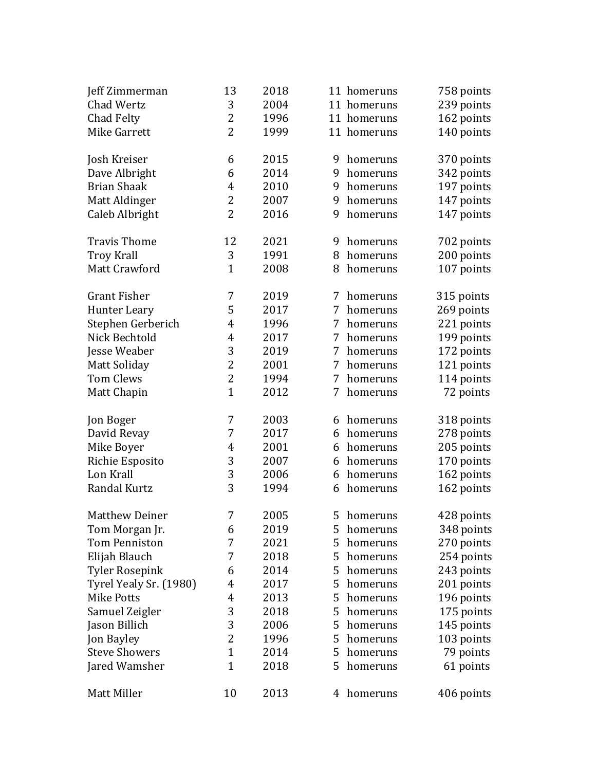| | | | | |
|---|---|---|---|---|
| Jeff Zimmerman | 13 | 2018 | 11 homeruns | 758 points |
| Chad Wertz | 3 | 2004 | 11 homeruns | 239 points |
| Chad Felty | 2 | 1996 | 11 homeruns | 162 points |
| Mike Garrett | 2 | 1999 | 11 homeruns | 140 points |
| | | | | |
| Josh Kreiser | 6 | 2015 | 9 homeruns | 370 points |
| Dave Albright | 6 | 2014 | 9 homeruns | 342 points |
| Brian Shaak | 4 | 2010 | 9 homeruns | 197 points |
| Matt Aldinger | 2 | 2007 | 9 homeruns | 147 points |
| Caleb Albright | 2 | 2016 | 9 homeruns | 147 points |
| | | | | |
| Travis Thome | 12 | 2021 | 9 homeruns | 702 points |
| Troy Krall | 3 | 1991 | 8 homeruns | 200 points |
| Matt Crawford | 1 | 2008 | 8 homeruns | 107 points |
| | | | | |
| Grant Fisher | 7 | 2019 | 7 homeruns | 315 points |
| Hunter Leary | 5 | 2017 | 7 homeruns | 269 points |
| Stephen Gerberich | 4 | 1996 | 7 homeruns | 221 points |
| Nick Bechtold | 4 | 2017 | 7 homeruns | 199 points |
| Jesse Weaber | 3 | 2019 | 7 homeruns | 172 points |
| Matt Soliday | 2 | 2001 | 7 homeruns | 121 points |
| Tom Clews | 2 | 1994 | 7 homeruns | 114 points |
| Matt Chapin | 1 | 2012 | 7 homeruns | 72 points |
| | | | | |
| Jon Boger | 7 | 2003 | 6 homeruns | 318 points |
| David Revay | 7 | 2017 | 6 homeruns | 278 points |
| Mike Boyer | 4 | 2001 | 6 homeruns | 205 points |
| Richie Esposito | 3 | 2007 | 6 homeruns | 170 points |
| Lon Krall | 3 | 2006 | 6 homeruns | 162 points |
| Randal Kurtz | 3 | 1994 | 6 homeruns | 162 points |
| | | | | |
| Matthew Deiner | 7 | 2005 | 5 homeruns | 428 points |
| Tom Morgan Jr. | 6 | 2019 | 5 homeruns | 348 points |
| Tom Penniston | 7 | 2021 | 5 homeruns | 270 points |
| Elijah Blauch | 7 | 2018 | 5 homeruns | 254 points |
| Tyler Rosepink | 6 | 2014 | 5 homeruns | 243 points |
| Tyrel Yealy Sr. (1980) | 4 | 2017 | 5 homeruns | 201 points |
| Mike Potts | 4 | 2013 | 5 homeruns | 196 points |
| Samuel Zeigler | 3 | 2018 | 5 homeruns | 175 points |
| Jason Billich | 3 | 2006 | 5 homeruns | 145 points |
| Jon Bayley | 2 | 1996 | 5 homeruns | 103 points |
| Steve Showers | 1 | 2014 | 5 homeruns | 79 points |
| Jared Wamsher | 1 | 2018 | 5 homeruns | 61 points |
| | | | | |
| Matt Miller | 10 | 2013 | 4 homeruns | 406 points |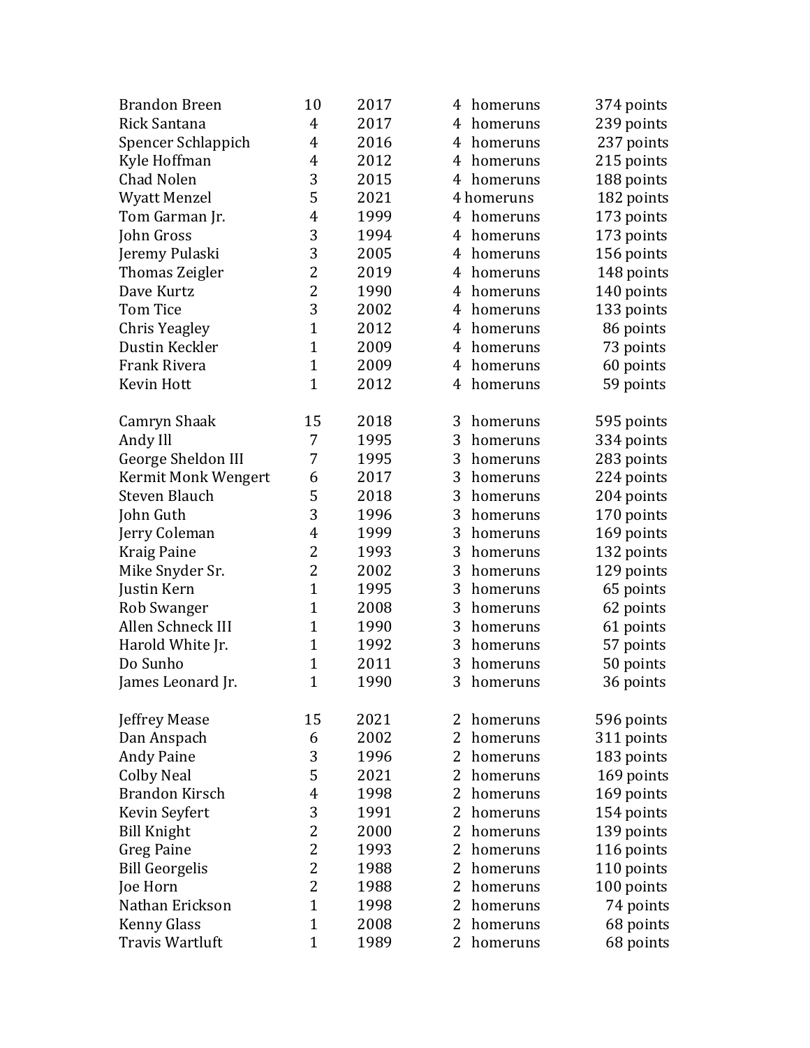| | | | | |
|---|---|---|---|---|
| Brandon Breen | 10 | 2017 | 4 homeruns | 374 points |
| Rick Santana | 4 | 2017 | 4 homeruns | 239 points |
| Spencer Schlappich | 4 | 2016 | 4 homeruns | 237 points |
| Kyle Hoffman | 4 | 2012 | 4 homeruns | 215 points |
| Chad Nolen | 3 | 2015 | 4 homeruns | 188 points |
| Wyatt Menzel | 5 | 2021 | 4 homeruns | 182 points |
| Tom Garman Jr. | 4 | 1999 | 4 homeruns | 173 points |
| John Gross | 3 | 1994 | 4 homeruns | 173 points |
| Jeremy Pulaski | 3 | 2005 | 4 homeruns | 156 points |
| Thomas Zeigler | 2 | 2019 | 4 homeruns | 148 points |
| Dave Kurtz | 2 | 1990 | 4 homeruns | 140 points |
| Tom Tice | 3 | 2002 | 4 homeruns | 133 points |
| Chris Yeagley | 1 | 2012 | 4 homeruns | 86 points |
| Dustin Keckler | 1 | 2009 | 4 homeruns | 73 points |
| Frank Rivera | 1 | 2009 | 4 homeruns | 60 points |
| Kevin Hott | 1 | 2012 | 4 homeruns | 59 points |
| | | | | |
| Camryn Shaak | 15 | 2018 | 3 homeruns | 595 points |
| Andy Ill | 7 | 1995 | 3 homeruns | 334 points |
| George Sheldon III | 7 | 1995 | 3 homeruns | 283 points |
| Kermit Monk Wengert | 6 | 2017 | 3 homeruns | 224 points |
| Steven Blauch | 5 | 2018 | 3 homeruns | 204 points |
| John Guth | 3 | 1996 | 3 homeruns | 170 points |
| Jerry Coleman | 4 | 1999 | 3 homeruns | 169 points |
| Kraig Paine | 2 | 1993 | 3 homeruns | 132 points |
| Mike Snyder Sr. | 2 | 2002 | 3 homeruns | 129 points |
| Justin Kern | 1 | 1995 | 3 homeruns | 65 points |
| Rob Swanger | 1 | 2008 | 3 homeruns | 62 points |
| Allen Schneck III | 1 | 1990 | 3 homeruns | 61 points |
| Harold White Jr. | 1 | 1992 | 3 homeruns | 57 points |
| Do Sunho | 1 | 2011 | 3 homeruns | 50 points |
| James Leonard Jr. | 1 | 1990 | 3 homeruns | 36 points |
| | | | | |
| Jeffrey Mease | 15 | 2021 | 2 homeruns | 596 points |
| Dan Anspach | 6 | 2002 | 2 homeruns | 311 points |
| Andy Paine | 3 | 1996 | 2 homeruns | 183 points |
| Colby Neal | 5 | 2021 | 2 homeruns | 169 points |
| Brandon Kirsch | 4 | 1998 | 2 homeruns | 169 points |
| Kevin Seyfert | 3 | 1991 | 2 homeruns | 154 points |
| Bill Knight | 2 | 2000 | 2 homeruns | 139 points |
| Greg Paine | 2 | 1993 | 2 homeruns | 116 points |
| Bill Georgelis | 2 | 1988 | 2 homeruns | 110 points |
| Joe Horn | 2 | 1988 | 2 homeruns | 100 points |
| Nathan Erickson | 1 | 1998 | 2 homeruns | 74 points |
| Kenny Glass | 1 | 2008 | 2 homeruns | 68 points |
| Travis Wartluft | 1 | 1989 | 2 homeruns | 68 points |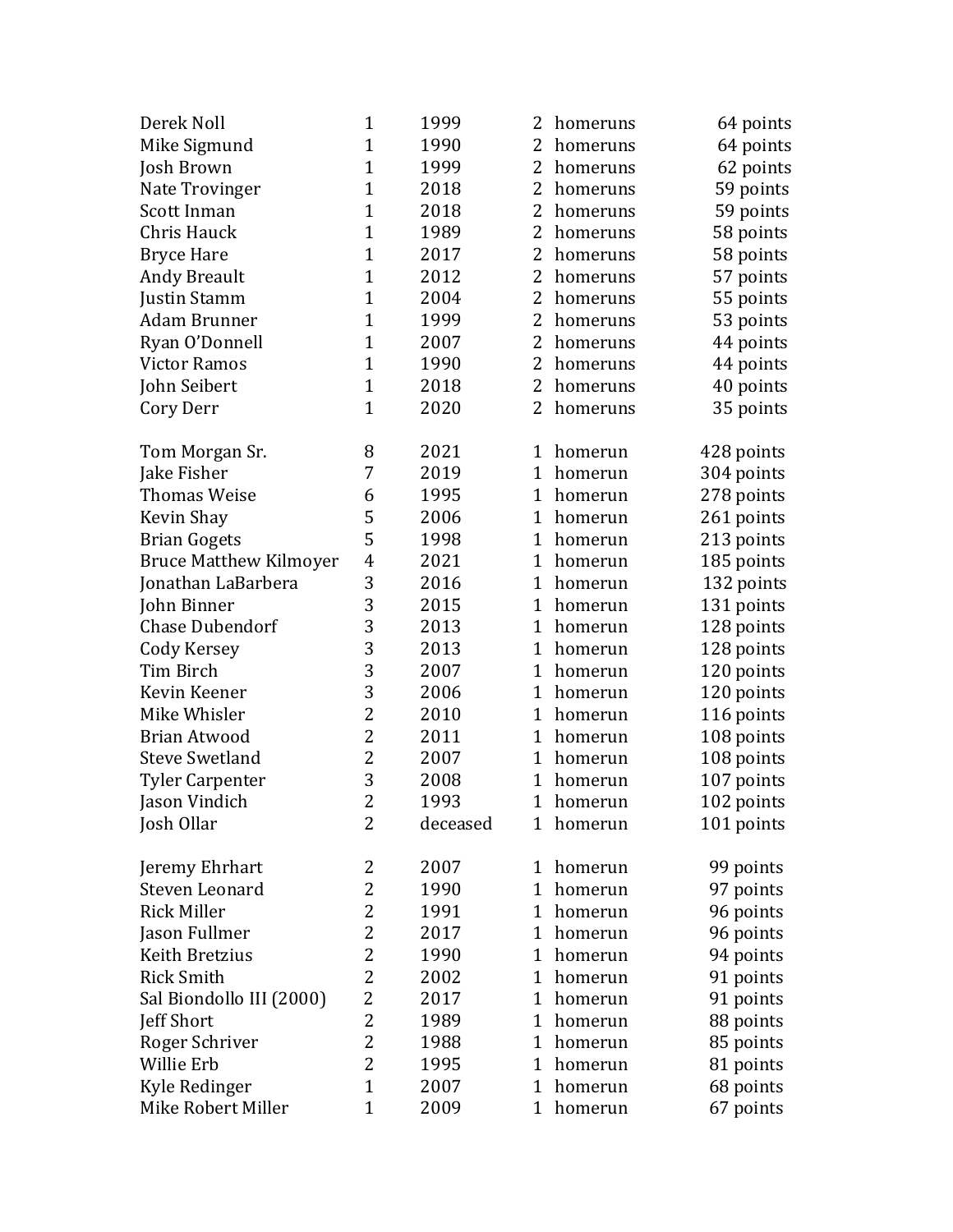| | | | | | |
|---|---|---|---|---|---|
| Derek Noll | 1 | 1999 | 2 | homeruns | 64 points |
| Mike Sigmund | 1 | 1990 | 2 | homeruns | 64 points |
| Josh Brown | 1 | 1999 | 2 | homeruns | 62 points |
| Nate Trovinger | 1 | 2018 | 2 | homeruns | 59 points |
| Scott Inman | 1 | 2018 | 2 | homeruns | 59 points |
| Chris Hauck | 1 | 1989 | 2 | homeruns | 58 points |
| Bryce Hare | 1 | 2017 | 2 | homeruns | 58 points |
| Andy Breault | 1 | 2012 | 2 | homeruns | 57 points |
| Justin Stamm | 1 | 2004 | 2 | homeruns | 55 points |
| Adam Brunner | 1 | 1999 | 2 | homeruns | 53 points |
| Ryan O'Donnell | 1 | 2007 | 2 | homeruns | 44 points |
| Victor Ramos | 1 | 1990 | 2 | homeruns | 44 points |
| John Seibert | 1 | 2018 | 2 | homeruns | 40 points |
| Cory Derr | 1 | 2020 | 2 | homeruns | 35 points |

| | | | | | |
|---|---|---|---|---|---|
| Tom Morgan Sr. | 8 | 2021 | 1 | homerun | 428 points |
| Jake Fisher | 7 | 2019 | 1 | homerun | 304 points |
| Thomas Weise | 6 | 1995 | 1 | homerun | 278 points |
| Kevin Shay | 5 | 2006 | 1 | homerun | 261 points |
| Brian Gogets | 5 | 1998 | 1 | homerun | 213 points |
| Bruce Matthew Kilmoyer | 4 | 2021 | 1 | homerun | 185 points |
| Jonathan LaBarbera | 3 | 2016 | 1 | homerun | 132 points |
| John Binner | 3 | 2015 | 1 | homerun | 131 points |
| Chase Dubendorf | 3 | 2013 | 1 | homerun | 128 points |
| Cody Kersey | 3 | 2013 | 1 | homerun | 128 points |
| Tim Birch | 3 | 2007 | 1 | homerun | 120 points |
| Kevin Keener | 3 | 2006 | 1 | homerun | 120 points |
| Mike Whisler | 2 | 2010 | 1 | homerun | 116 points |
| Brian Atwood | 2 | 2011 | 1 | homerun | 108 points |
| Steve Swetland | 2 | 2007 | 1 | homerun | 108 points |
| Tyler Carpenter | 3 | 2008 | 1 | homerun | 107 points |
| Jason Vindich | 2 | 1993 | 1 | homerun | 102 points |
| Josh Ollar | 2 | deceased | 1 | homerun | 101 points |

| | | | | | |
|---|---|---|---|---|---|
| Jeremy Ehrhart | 2 | 2007 | 1 | homerun | 99 points |
| Steven Leonard | 2 | 1990 | 1 | homerun | 97 points |
| Rick Miller | 2 | 1991 | 1 | homerun | 96 points |
| Jason Fullmer | 2 | 2017 | 1 | homerun | 96 points |
| Keith Bretzius | 2 | 1990 | 1 | homerun | 94 points |
| Rick Smith | 2 | 2002 | 1 | homerun | 91 points |
| Sal Biondollo III (2000) | 2 | 2017 | 1 | homerun | 91 points |
| Jeff Short | 2 | 1989 | 1 | homerun | 88 points |
| Roger Schriver | 2 | 1988 | 1 | homerun | 85 points |
| Willie Erb | 2 | 1995 | 1 | homerun | 81 points |
| Kyle Redinger | 1 | 2007 | 1 | homerun | 68 points |
| Mike Robert Miller | 1 | 2009 | 1 | homerun | 67 points |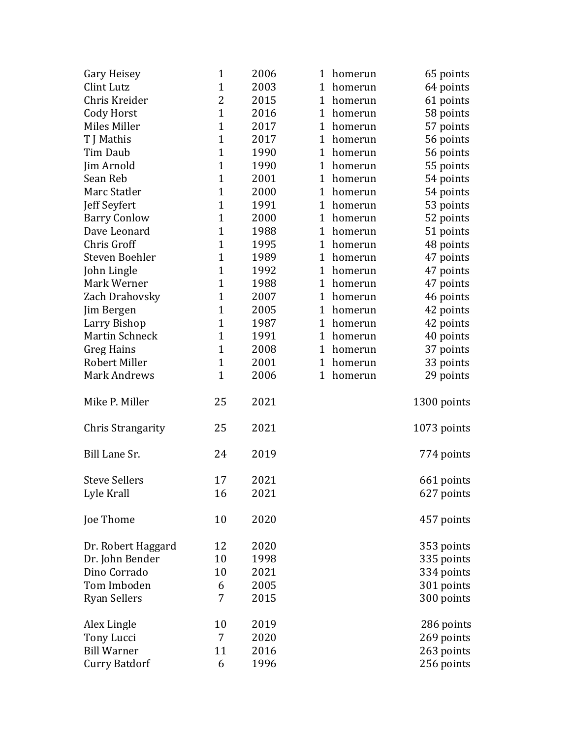| | | | | | |
|---|---|---|---|---|---|
| Gary Heisey | 1 | 2006 | 1 | homerun | 65 points |
| Clint Lutz | 1 | 2003 | 1 | homerun | 64 points |
| Chris Kreider | 2 | 2015 | 1 | homerun | 61 points |
| Cody Horst | 1 | 2016 | 1 | homerun | 58 points |
| Miles Miller | 1 | 2017 | 1 | homerun | 57 points |
| T J Mathis | 1 | 2017 | 1 | homerun | 56 points |
| Tim Daub | 1 | 1990 | 1 | homerun | 56 points |
| Jim Arnold | 1 | 1990 | 1 | homerun | 55 points |
| Sean Reb | 1 | 2001 | 1 | homerun | 54 points |
| Marc Statler | 1 | 2000 | 1 | homerun | 54 points |
| Jeff Seyfert | 1 | 1991 | 1 | homerun | 53 points |
| Barry Conlow | 1 | 2000 | 1 | homerun | 52 points |
| Dave Leonard | 1 | 1988 | 1 | homerun | 51 points |
| Chris Groff | 1 | 1995 | 1 | homerun | 48 points |
| Steven Boehler | 1 | 1989 | 1 | homerun | 47 points |
| John Lingle | 1 | 1992 | 1 | homerun | 47 points |
| Mark Werner | 1 | 1988 | 1 | homerun | 47 points |
| Zach Drahovsky | 1 | 2007 | 1 | homerun | 46 points |
| Jim Bergen | 1 | 2005 | 1 | homerun | 42 points |
| Larry Bishop | 1 | 1987 | 1 | homerun | 42 points |
| Martin Schneck | 1 | 1991 | 1 | homerun | 40 points |
| Greg Hains | 1 | 2008 | 1 | homerun | 37 points |
| Robert Miller | 1 | 2001 | 1 | homerun | 33 points |
| Mark Andrews | 1 | 2006 | 1 | homerun | 29 points |
| | | | | | |
| Mike P. Miller | 25 | 2021 | | | 1300 points |
| | | | | | |
| Chris Strangarity | 25 | 2021 | | | 1073 points |
| | | | | | |
| Bill Lane Sr. | 24 | 2019 | | | 774 points |
| | | | | | |
| Steve Sellers | 17 | 2021 | | | 661 points |
| Lyle Krall | 16 | 2021 | | | 627 points |
| | | | | | |
| Joe Thome | 10 | 2020 | | | 457 points |
| | | | | | |
| Dr. Robert Haggard | 12 | 2020 | | | 353 points |
| Dr. John Bender | 10 | 1998 | | | 335 points |
| Dino Corrado | 10 | 2021 | | | 334 points |
| Tom Imboden | 6 | 2005 | | | 301 points |
| Ryan Sellers | 7 | 2015 | | | 300 points |
| | | | | | |
| Alex Lingle | 10 | 2019 | | | 286 points |
| Tony Lucci | 7 | 2020 | | | 269 points |
| Bill Warner | 11 | 2016 | | | 263 points |
| Curry Batdorf | 6 | 1996 | | | 256 points |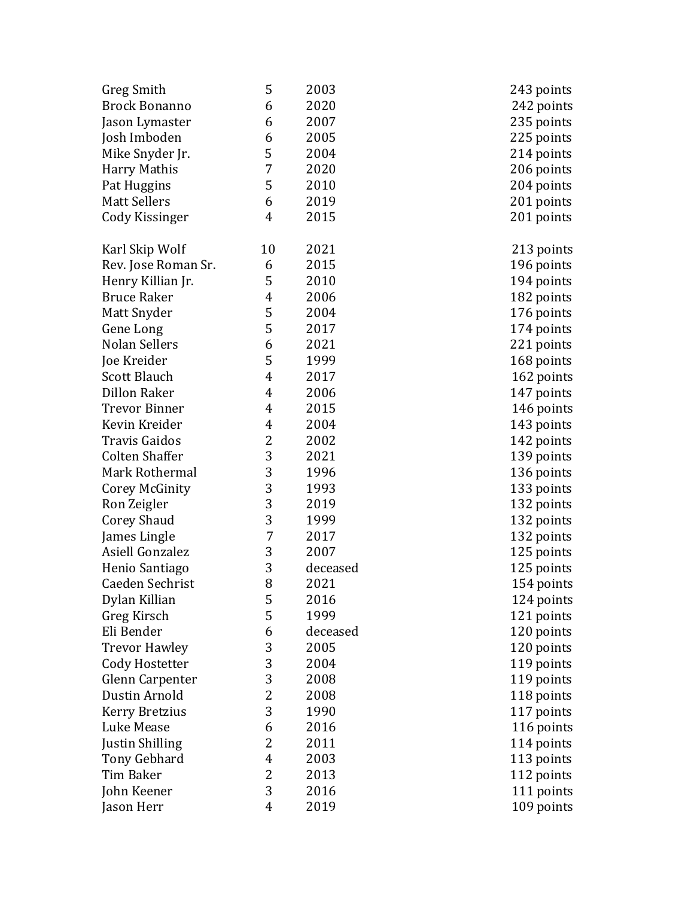| | | | |
|---|---|---|---|
| Greg Smith | 5 | 2003 | 243 points |
| Brock Bonanno | 6 | 2020 | 242 points |
| Jason Lymaster | 6 | 2007 | 235 points |
| Josh Imboden | 6 | 2005 | 225 points |
| Mike Snyder Jr. | 5 | 2004 | 214 points |
| Harry Mathis | 7 | 2020 | 206 points |
| Pat Huggins | 5 | 2010 | 204 points |
| Matt Sellers | 6 | 2019 | 201 points |
| Cody Kissinger | 4 | 2015 | 201 points |

| | | | |
|---|---|---|---|
| Karl Skip Wolf | 10 | 2021 | 213 points |
| Rev. Jose Roman Sr. | 6 | 2015 | 196 points |
| Henry Killian Jr. | 5 | 2010 | 194 points |
| Bruce Raker | 4 | 2006 | 182 points |
| Matt Snyder | 5 | 2004 | 176 points |
| Gene Long | 5 | 2017 | 174 points |
| Nolan Sellers | 6 | 2021 | 221 points |
| Joe Kreider | 5 | 1999 | 168 points |
| Scott Blauch | 4 | 2017 | 162 points |
| Dillon Raker | 4 | 2006 | 147 points |
| Trevor Binner | 4 | 2015 | 146 points |
| Kevin Kreider | 4 | 2004 | 143 points |
| Travis Gaidos | 2 | 2002 | 142 points |
| Colten Shaffer | 3 | 2021 | 139 points |
| Mark Rothermal | 3 | 1996 | 136 points |
| Corey McGinity | 3 | 1993 | 133 points |
| Ron Zeigler | 3 | 2019 | 132 points |
| Corey Shaud | 3 | 1999 | 132 points |
| James Lingle | 7 | 2017 | 132 points |
| Asiell Gonzalez | 3 | 2007 | 125 points |
| Henio Santiago | 3 | deceased | 125 points |
| Caeden Sechrist | 8 | 2021 | 154 points |
| Dylan Killian | 5 | 2016 | 124 points |
| Greg Kirsch | 5 | 1999 | 121 points |
| Eli Bender | 6 | deceased | 120 points |
| Trevor Hawley | 3 | 2005 | 120 points |
| Cody Hostetter | 3 | 2004 | 119 points |
| Glenn Carpenter | 3 | 2008 | 119 points |
| Dustin Arnold | 2 | 2008 | 118 points |
| Kerry Bretzius | 3 | 1990 | 117 points |
| Luke Mease | 6 | 2016 | 116 points |
| Justin Shilling | 2 | 2011 | 114 points |
| Tony Gebhard | 4 | 2003 | 113 points |
| Tim Baker | 2 | 2013 | 112 points |
| John Keener | 3 | 2016 | 111 points |
| Jason Herr | 4 | 2019 | 109 points |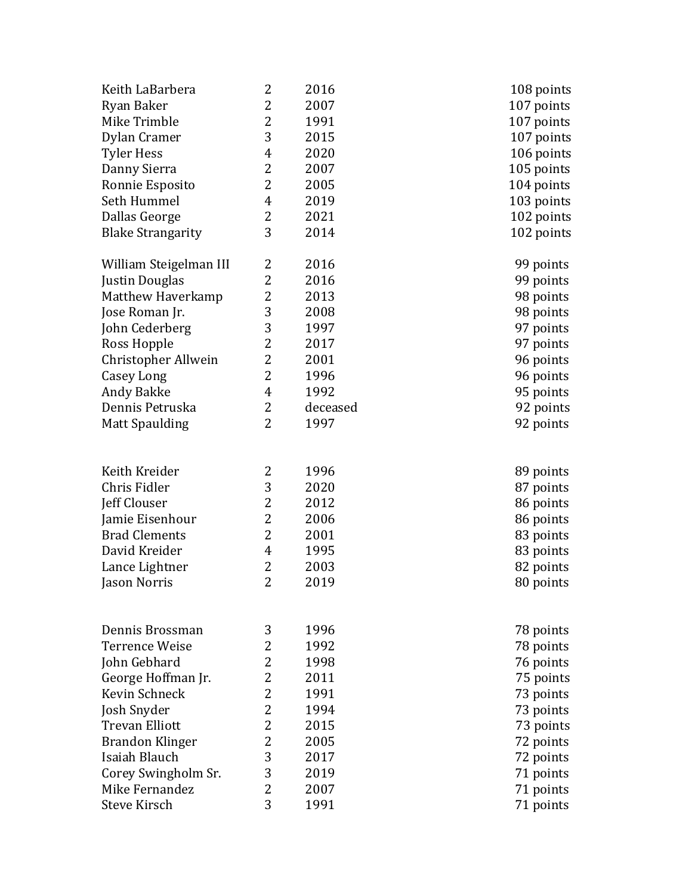| | | | |
|---|---|---|---|
| Keith LaBarbera | 2 | 2016 | 108 points |
| Ryan Baker | 2 | 2007 | 107 points |
| Mike Trimble | 2 | 1991 | 107 points |
| Dylan Cramer | 3 | 2015 | 107 points |
| Tyler Hess | 4 | 2020 | 106 points |
| Danny Sierra | 2 | 2007 | 105 points |
| Ronnie Esposito | 2 | 2005 | 104 points |
| Seth Hummel | 4 | 2019 | 103 points |
| Dallas George | 2 | 2021 | 102 points |
| Blake Strangarity | 3 | 2014 | 102 points |
| | | | |
| William Steigelman III | 2 | 2016 | 99 points |
| Justin Douglas | 2 | 2016 | 99 points |
| Matthew Haverkamp | 2 | 2013 | 98 points |
| Jose Roman Jr. | 3 | 2008 | 98 points |
| John Cederberg | 3 | 1997 | 97 points |
| Ross Hopple | 2 | 2017 | 97 points |
| Christopher Allwein | 2 | 2001 | 96 points |
| Casey Long | 2 | 1996 | 96 points |
| Andy Bakke | 4 | 1992 | 95 points |
| Dennis Petruska | 2 | deceased | 92 points |
| Matt Spaulding | 2 | 1997 | 92 points |
| | | | |
| Keith Kreider | 2 | 1996 | 89 points |
| Chris Fidler | 3 | 2020 | 87 points |
| Jeff Clouser | 2 | 2012 | 86 points |
| Jamie Eisenhour | 2 | 2006 | 86 points |
| Brad Clements | 2 | 2001 | 83 points |
| David Kreider | 4 | 1995 | 83 points |
| Lance Lightner | 2 | 2003 | 82 points |
| Jason Norris | 2 | 2019 | 80 points |
| | | | |
| Dennis Brossman | 3 | 1996 | 78 points |
| Terrence Weise | 2 | 1992 | 78 points |
| John Gebhard | 2 | 1998 | 76 points |
| George Hoffman Jr. | 2 | 2011 | 75 points |
| Kevin Schneck | 2 | 1991 | 73 points |
| Josh Snyder | 2 | 1994 | 73 points |
| Trevan Elliott | 2 | 2015 | 73 points |
| Brandon Klinger | 2 | 2005 | 72 points |
| Isaiah Blauch | 3 | 2017 | 72 points |
| Corey Swingholm Sr. | 3 | 2019 | 71 points |
| Mike Fernandez | 2 | 2007 | 71 points |
| Steve Kirsch | 3 | 1991 | 71 points |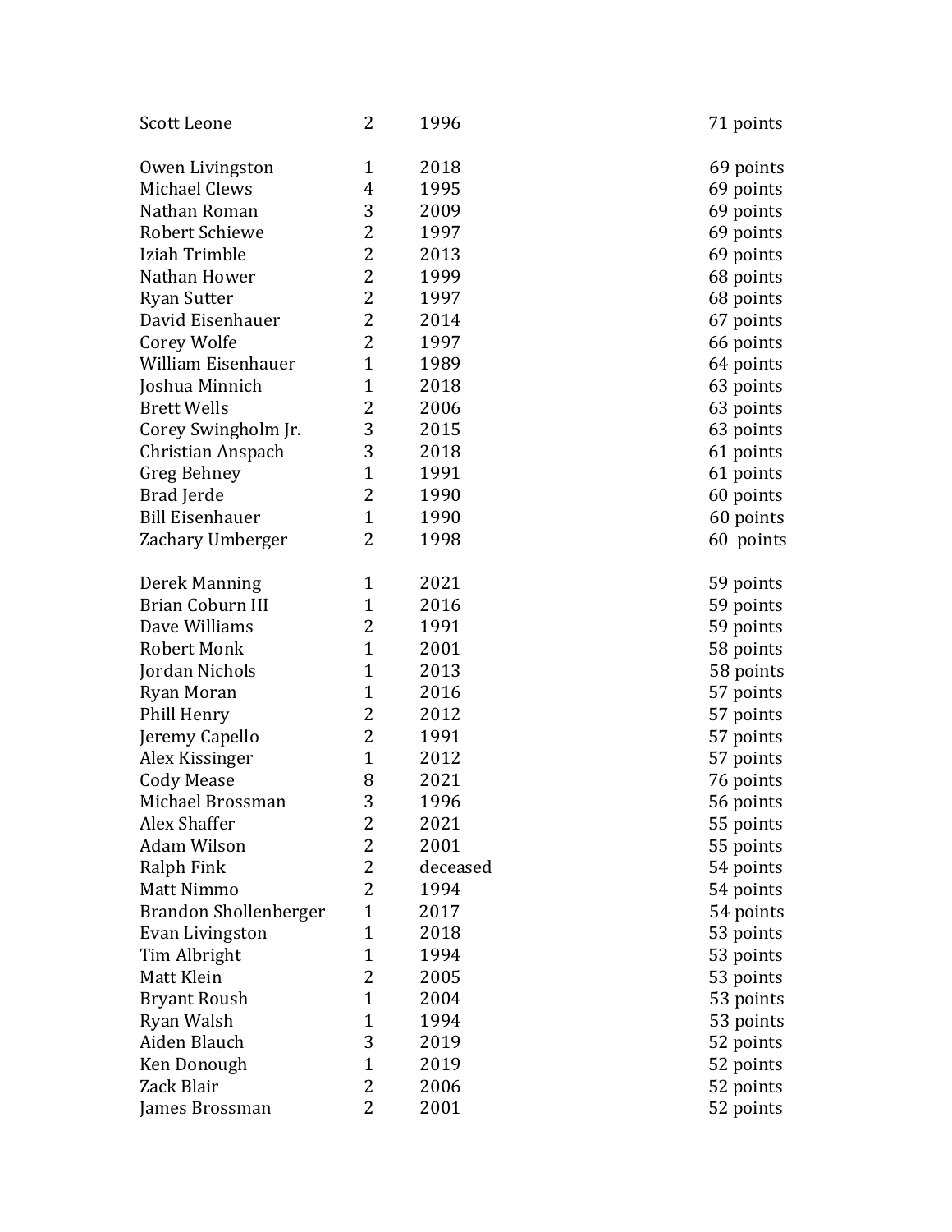| | | | |
|---|---|---|---|
| Scott Leone | 2 | 1996 | 71 points |
| | | | |
| Owen Livingston | 1 | 2018 | 69 points |
| Michael Clews | 4 | 1995 | 69 points |
| Nathan Roman | 3 | 2009 | 69 points |
| Robert Schiewe | 2 | 1997 | 69 points |
| Iziah Trimble | 2 | 2013 | 69 points |
| Nathan Hower | 2 | 1999 | 68 points |
| Ryan Sutter | 2 | 1997 | 68 points |
| David Eisenhauer | 2 | 2014 | 67 points |
| Corey Wolfe | 2 | 1997 | 66 points |
| William Eisenhauer | 1 | 1989 | 64 points |
| Joshua Minnich | 1 | 2018 | 63 points |
| Brett Wells | 2 | 2006 | 63 points |
| Corey Swingholm Jr. | 3 | 2015 | 63 points |
| Christian Anspach | 3 | 2018 | 61 points |
| Greg Behney | 1 | 1991 | 61 points |
| Brad Jerde | 2 | 1990 | 60 points |
| Bill Eisenhauer | 1 | 1990 | 60 points |
| Zachary Umberger | 2 | 1998 | 60 points |
| | | | |
| Derek Manning | 1 | 2021 | 59 points |
| Brian Coburn III | 1 | 2016 | 59 points |
| Dave Williams | 2 | 1991 | 59 points |
| Robert Monk | 1 | 2001 | 58 points |
| Jordan Nichols | 1 | 2013 | 58 points |
| Ryan Moran | 1 | 2016 | 57 points |
| Phill Henry | 2 | 2012 | 57 points |
| Jeremy Capello | 2 | 1991 | 57 points |
| Alex Kissinger | 1 | 2012 | 57 points |
| Cody Mease | 8 | 2021 | 76 points |
| Michael Brossman | 3 | 1996 | 56 points |
| Alex Shaffer | 2 | 2021 | 55 points |
| Adam Wilson | 2 | 2001 | 55 points |
| Ralph Fink | 2 | deceased | 54 points |
| Matt Nimmo | 2 | 1994 | 54 points |
| Brandon Shollenberger | 1 | 2017 | 54 points |
| Evan Livingston | 1 | 2018 | 53 points |
| Tim Albright | 1 | 1994 | 53 points |
| Matt Klein | 2 | 2005 | 53 points |
| Bryant Roush | 1 | 2004 | 53 points |
| Ryan Walsh | 1 | 1994 | 53 points |
| Aiden Blauch | 3 | 2019 | 52 points |
| Ken Donough | 1 | 2019 | 52 points |
| Zack Blair | 2 | 2006 | 52 points |
| James Brossman | 2 | 2001 | 52 points |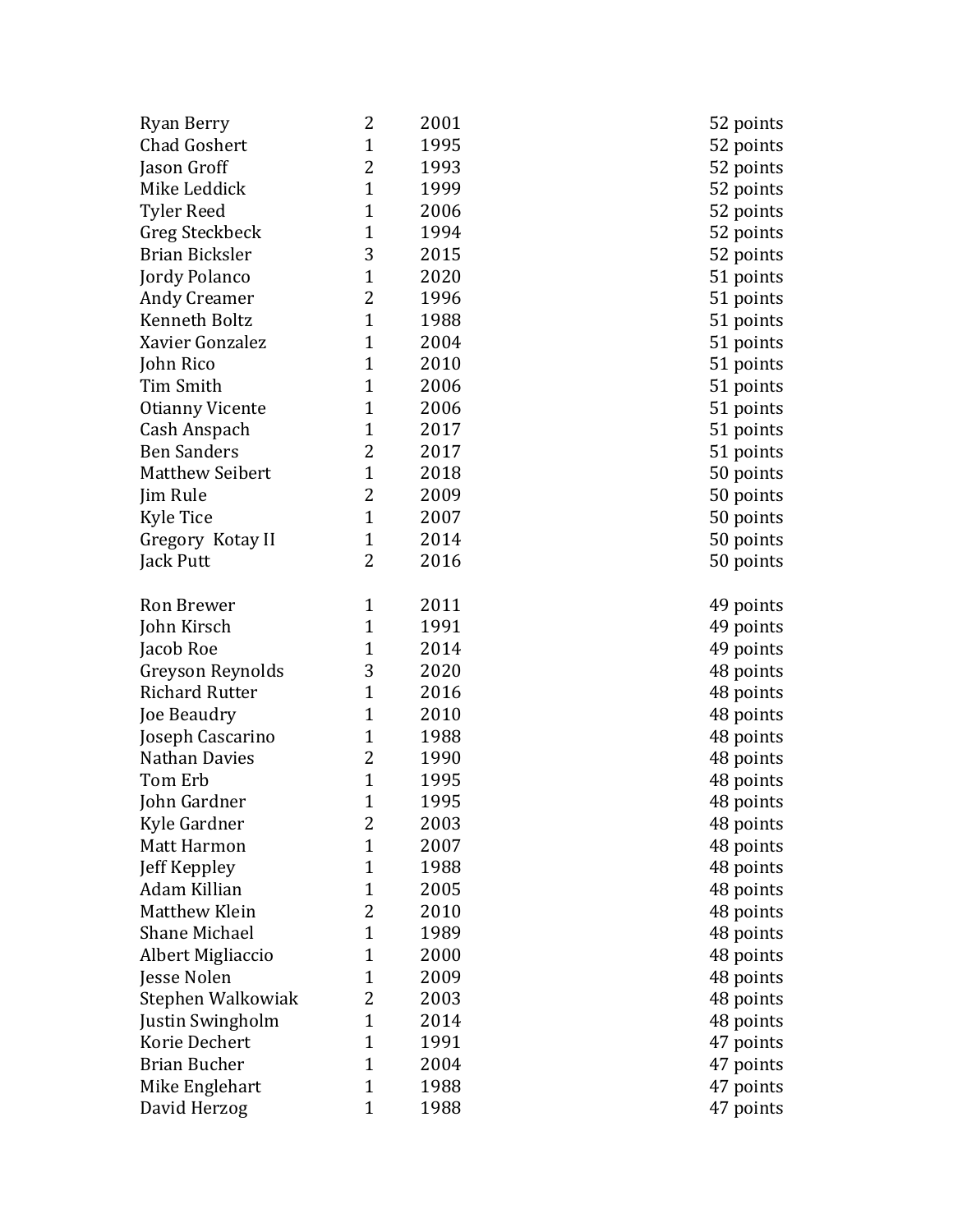| | | | |
|---|---|---|---|
| Ryan Berry | 2 | 2001 | 52 points |
| Chad Goshert | 1 | 1995 | 52 points |
| Jason Groff | 2 | 1993 | 52 points |
| Mike Leddick | 1 | 1999 | 52 points |
| Tyler Reed | 1 | 2006 | 52 points |
| Greg Steckbeck | 1 | 1994 | 52 points |
| Brian Bicksler | 3 | 2015 | 52 points |
| Jordy Polanco | 1 | 2020 | 51 points |
| Andy Creamer | 2 | 1996 | 51 points |
| Kenneth Boltz | 1 | 1988 | 51 points |
| Xavier Gonzalez | 1 | 2004 | 51 points |
| John Rico | 1 | 2010 | 51 points |
| Tim Smith | 1 | 2006 | 51 points |
| Otianny Vicente | 1 | 2006 | 51 points |
| Cash Anspach | 1 | 2017 | 51 points |
| Ben Sanders | 2 | 2017 | 51 points |
| Matthew Seibert | 1 | 2018 | 50 points |
| Jim Rule | 2 | 2009 | 50 points |
| Kyle Tice | 1 | 2007 | 50 points |
| Gregory Kotay II | 1 | 2014 | 50 points |
| Jack Putt | 2 | 2016 | 50 points |
| | | | |
| Ron Brewer | 1 | 2011 | 49 points |
| John Kirsch | 1 | 1991 | 49 points |
| Jacob Roe | 1 | 2014 | 49 points |
| Greyson Reynolds | 3 | 2020 | 48 points |
| Richard Rutter | 1 | 2016 | 48 points |
| Joe Beaudry | 1 | 2010 | 48 points |
| Joseph Cascarino | 1 | 1988 | 48 points |
| Nathan Davies | 2 | 1990 | 48 points |
| Tom Erb | 1 | 1995 | 48 points |
| John Gardner | 1 | 1995 | 48 points |
| Kyle Gardner | 2 | 2003 | 48 points |
| Matt Harmon | 1 | 2007 | 48 points |
| Jeff Keppley | 1 | 1988 | 48 points |
| Adam Killian | 1 | 2005 | 48 points |
| Matthew Klein | 2 | 2010 | 48 points |
| Shane Michael | 1 | 1989 | 48 points |
| Albert Migliaccio | 1 | 2000 | 48 points |
| Jesse Nolen | 1 | 2009 | 48 points |
| Stephen Walkowiak | 2 | 2003 | 48 points |
| Justin Swingholm | 1 | 2014 | 48 points |
| Korie Dechert | 1 | 1991 | 47 points |
| Brian Bucher | 1 | 2004 | 47 points |
| Mike Englehart | 1 | 1988 | 47 points |
| David Herzog | 1 | 1988 | 47 points |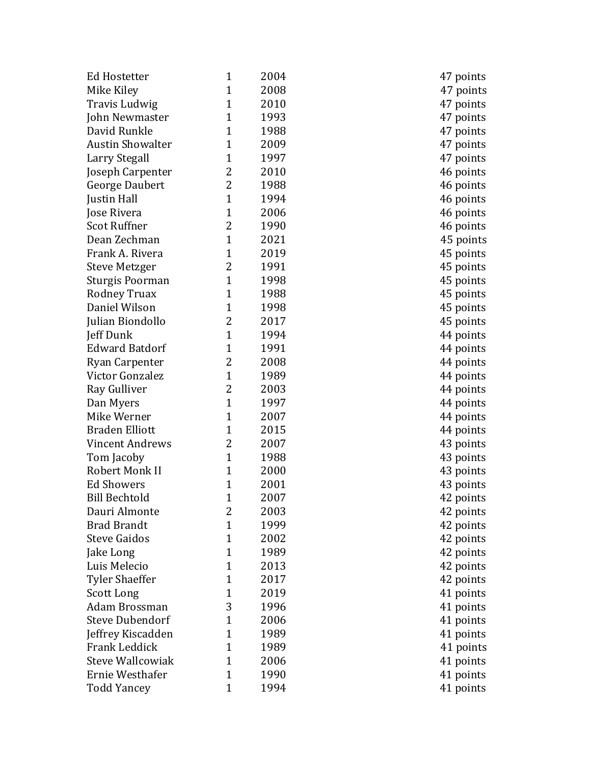| | | | |
|---|---|---|---|
| Ed Hostetter | 1 | 2004 | 47 points |
| Mike Kiley | 1 | 2008 | 47 points |
| Travis Ludwig | 1 | 2010 | 47 points |
| John Newmaster | 1 | 1993 | 47 points |
| David Runkle | 1 | 1988 | 47 points |
| Austin Showalter | 1 | 2009 | 47 points |
| Larry Stegall | 1 | 1997 | 47 points |
| Joseph Carpenter | 2 | 2010 | 46 points |
| George Daubert | 2 | 1988 | 46 points |
| Justin Hall | 1 | 1994 | 46 points |
| Jose Rivera | 1 | 2006 | 46 points |
| Scot Ruffner | 2 | 1990 | 46 points |
| Dean Zechman | 1 | 2021 | 45 points |
| Frank A. Rivera | 1 | 2019 | 45 points |
| Steve Metzger | 2 | 1991 | 45 points |
| Sturgis Poorman | 1 | 1998 | 45 points |
| Rodney Truax | 1 | 1988 | 45 points |
| Daniel Wilson | 1 | 1998 | 45 points |
| Julian Biondollo | 2 | 2017 | 45 points |
| Jeff Dunk | 1 | 1994 | 44 points |
| Edward Batdorf | 1 | 1991 | 44 points |
| Ryan Carpenter | 2 | 2008 | 44 points |
| Victor Gonzalez | 1 | 1989 | 44 points |
| Ray Gulliver | 2 | 2003 | 44 points |
| Dan Myers | 1 | 1997 | 44 points |
| Mike Werner | 1 | 2007 | 44 points |
| Braden Elliott | 1 | 2015 | 44 points |
| Vincent Andrews | 2 | 2007 | 43 points |
| Tom Jacoby | 1 | 1988 | 43 points |
| Robert Monk II | 1 | 2000 | 43 points |
| Ed Showers | 1 | 2001 | 43 points |
| Bill Bechtold | 1 | 2007 | 42 points |
| Dauri Almonte | 2 | 2003 | 42 points |
| Brad Brandt | 1 | 1999 | 42 points |
| Steve Gaidos | 1 | 2002 | 42 points |
| Jake Long | 1 | 1989 | 42 points |
| Luis Melecio | 1 | 2013 | 42 points |
| Tyler Shaeffer | 1 | 2017 | 42 points |
| Scott Long | 1 | 2019 | 41 points |
| Adam Brossman | 3 | 1996 | 41 points |
| Steve Dubendorf | 1 | 2006 | 41 points |
| Jeffrey Kiscadden | 1 | 1989 | 41 points |
| Frank Leddick | 1 | 1989 | 41 points |
| Steve Wallcowiak | 1 | 2006 | 41 points |
| Ernie Westhafer | 1 | 1990 | 41 points |
| Todd Yancey | 1 | 1994 | 41 points |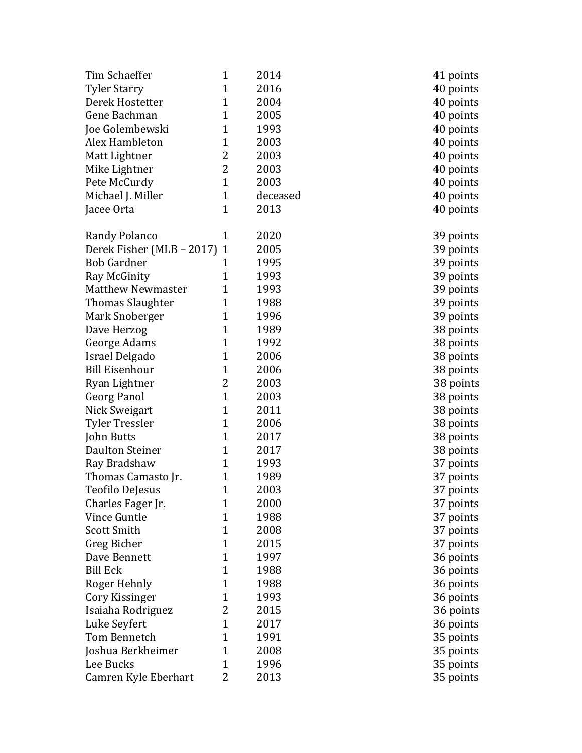| | | | |
|---|---|---|---|
| Tim Schaeffer | 1 | 2014 | 41 points |
| Tyler Starry | 1 | 2016 | 40 points |
| Derek Hostetter | 1 | 2004 | 40 points |
| Gene Bachman | 1 | 2005 | 40 points |
| Joe Golembewski | 1 | 1993 | 40 points |
| Alex Hambleton | 1 | 2003 | 40 points |
| Matt Lightner | 2 | 2003 | 40 points |
| Mike Lightner | 2 | 2003 | 40 points |
| Pete McCurdy | 1 | 2003 | 40 points |
| Michael J. Miller | 1 | deceased | 40 points |
| Jacee Orta | 1 | 2013 | 40 points |
| | | | |
| Randy Polanco | 1 | 2020 | 39 points |
| Derek Fisher (MLB – 2017) | 1 | 2005 | 39 points |
| Bob Gardner | 1 | 1995 | 39 points |
| Ray McGinity | 1 | 1993 | 39 points |
| Matthew Newmaster | 1 | 1993 | 39 points |
| Thomas Slaughter | 1 | 1988 | 39 points |
| Mark Snoberger | 1 | 1996 | 39 points |
| Dave Herzog | 1 | 1989 | 38 points |
| George Adams | 1 | 1992 | 38 points |
| Israel Delgado | 1 | 2006 | 38 points |
| Bill Eisenhour | 1 | 2006 | 38 points |
| Ryan Lightner | 2 | 2003 | 38 points |
| Georg Panol | 1 | 2003 | 38 points |
| Nick Sweigart | 1 | 2011 | 38 points |
| Tyler Tressler | 1 | 2006 | 38 points |
| John Butts | 1 | 2017 | 38 points |
| Daulton Steiner | 1 | 2017 | 38 points |
| Ray Bradshaw | 1 | 1993 | 37 points |
| Thomas Camasto Jr. | 1 | 1989 | 37 points |
| Teofilo DeJesus | 1 | 2003 | 37 points |
| Charles Fager Jr. | 1 | 2000 | 37 points |
| Vince Guntle | 1 | 1988 | 37 points |
| Scott Smith | 1 | 2008 | 37 points |
| Greg Bicher | 1 | 2015 | 37 points |
| Dave Bennett | 1 | 1997 | 36 points |
| Bill Eck | 1 | 1988 | 36 points |
| Roger Hehnly | 1 | 1988 | 36 points |
| Cory Kissinger | 1 | 1993 | 36 points |
| Isaiaha Rodriguez | 2 | 2015 | 36 points |
| Luke Seyfert | 1 | 2017 | 36 points |
| Tom Bennetch | 1 | 1991 | 35 points |
| Joshua Berkheimer | 1 | 2008 | 35 points |
| Lee Bucks | 1 | 1996 | 35 points |
| Camren Kyle Eberhart | 2 | 2013 | 35 points |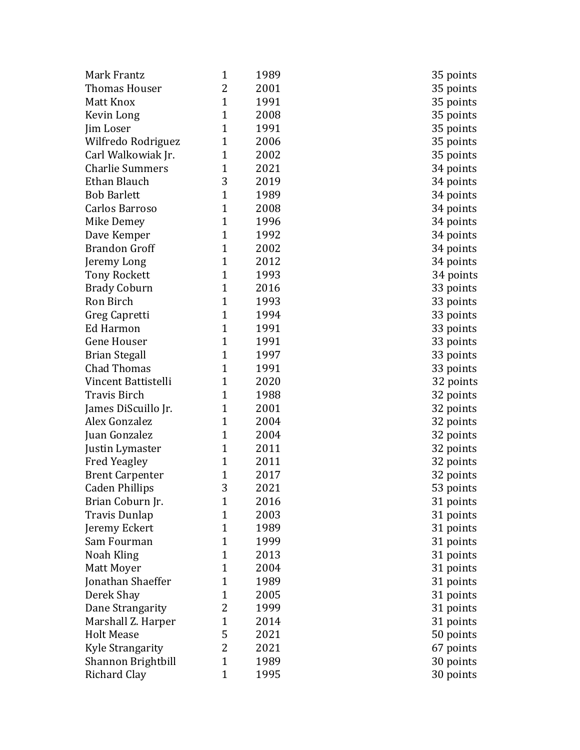| | | | |
|---|---|---|---|
| Mark Frantz | 1 | 1989 | 35 points |
| Thomas Houser | 2 | 2001 | 35 points |
| Matt Knox | 1 | 1991 | 35 points |
| Kevin Long | 1 | 2008 | 35 points |
| Jim Loser | 1 | 1991 | 35 points |
| Wilfredo Rodriguez | 1 | 2006 | 35 points |
| Carl Walkowiak Jr. | 1 | 2002 | 35 points |
| Charlie Summers | 1 | 2021 | 34 points |
| Ethan Blauch | 3 | 2019 | 34 points |
| Bob Barlett | 1 | 1989 | 34 points |
| Carlos Barroso | 1 | 2008 | 34 points |
| Mike Demey | 1 | 1996 | 34 points |
| Dave Kemper | 1 | 1992 | 34 points |
| Brandon Groff | 1 | 2002 | 34 points |
| Jeremy Long | 1 | 2012 | 34 points |
| Tony Rockett | 1 | 1993 | 34 points |
| Brady Coburn | 1 | 2016 | 33 points |
| Ron Birch | 1 | 1993 | 33 points |
| Greg Capretti | 1 | 1994 | 33 points |
| Ed Harmon | 1 | 1991 | 33 points |
| Gene Houser | 1 | 1991 | 33 points |
| Brian Stegall | 1 | 1997 | 33 points |
| Chad Thomas | 1 | 1991 | 33 points |
| Vincent Battistelli | 1 | 2020 | 32 points |
| Travis Birch | 1 | 1988 | 32 points |
| James DiScuillo Jr. | 1 | 2001 | 32 points |
| Alex Gonzalez | 1 | 2004 | 32 points |
| Juan Gonzalez | 1 | 2004 | 32 points |
| Justin Lymaster | 1 | 2011 | 32 points |
| Fred Yeagley | 1 | 2011 | 32 points |
| Brent Carpenter | 1 | 2017 | 32 points |
| Caden Phillips | 3 | 2021 | 53 points |
| Brian Coburn Jr. | 1 | 2016 | 31 points |
| Travis Dunlap | 1 | 2003 | 31 points |
| Jeremy Eckert | 1 | 1989 | 31 points |
| Sam Fourman | 1 | 1999 | 31 points |
| Noah Kling | 1 | 2013 | 31 points |
| Matt Moyer | 1 | 2004 | 31 points |
| Jonathan Shaeffer | 1 | 1989 | 31 points |
| Derek Shay | 1 | 2005 | 31 points |
| Dane Strangarity | 2 | 1999 | 31 points |
| Marshall Z. Harper | 1 | 2014 | 31 points |
| Holt Mease | 5 | 2021 | 50 points |
| Kyle Strangarity | 2 | 2021 | 67 points |
| Shannon Brightbill | 1 | 1989 | 30 points |
| Richard Clay | 1 | 1995 | 30 points |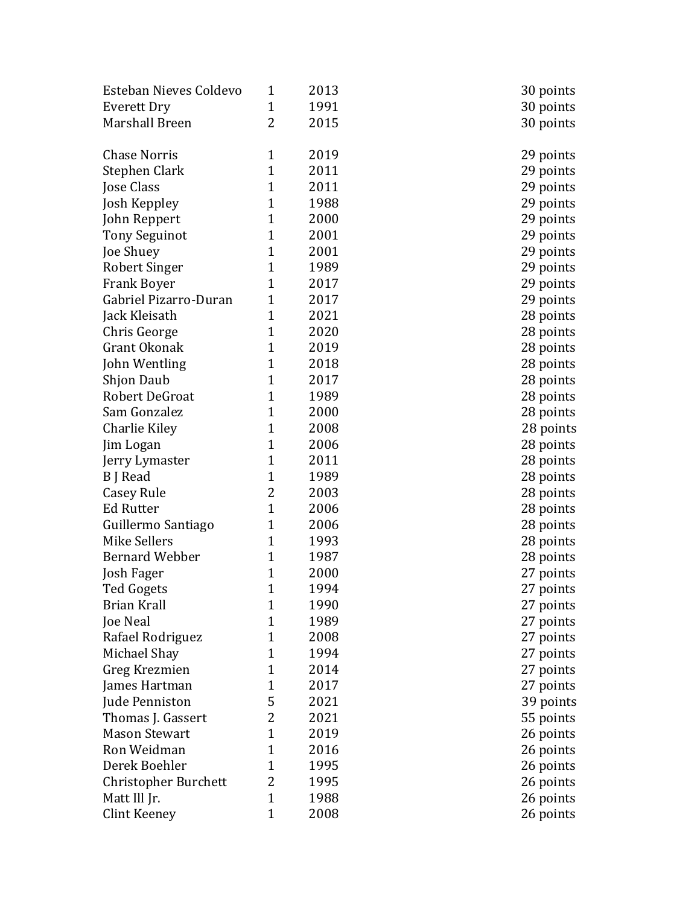| | | | |
|---|---|---|---|
| Esteban Nieves Coldevo | 1 | 2013 | 30 points |
| Everett Dry | 1 | 1991 | 30 points |
| Marshall Breen | 2 | 2015 | 30 points |
| | | | |
| Chase Norris | 1 | 2019 | 29 points |
| Stephen Clark | 1 | 2011 | 29 points |
| Jose Class | 1 | 2011 | 29 points |
| Josh Keppley | 1 | 1988 | 29 points |
| John Reppert | 1 | 2000 | 29 points |
| Tony Seguinot | 1 | 2001 | 29 points |
| Joe Shuey | 1 | 2001 | 29 points |
| Robert Singer | 1 | 1989 | 29 points |
| Frank Boyer | 1 | 2017 | 29 points |
| Gabriel Pizarro-Duran | 1 | 2017 | 29 points |
| Jack Kleisath | 1 | 2021 | 28 points |
| Chris George | 1 | 2020 | 28 points |
| Grant Okonak | 1 | 2019 | 28 points |
| John Wentling | 1 | 2018 | 28 points |
| Shjon Daub | 1 | 2017 | 28 points |
| Robert DeGroat | 1 | 1989 | 28 points |
| Sam Gonzalez | 1 | 2000 | 28 points |
| Charlie Kiley | 1 | 2008 | 28 points |
| Jim Logan | 1 | 2006 | 28 points |
| Jerry Lymaster | 1 | 2011 | 28 points |
| B J Read | 1 | 1989 | 28 points |
| Casey Rule | 2 | 2003 | 28 points |
| Ed Rutter | 1 | 2006 | 28 points |
| Guillermo Santiago | 1 | 2006 | 28 points |
| Mike Sellers | 1 | 1993 | 28 points |
| Bernard Webber | 1 | 1987 | 28 points |
| Josh Fager | 1 | 2000 | 27 points |
| Ted Gogets | 1 | 1994 | 27 points |
| Brian Krall | 1 | 1990 | 27 points |
| Joe Neal | 1 | 1989 | 27 points |
| Rafael Rodriguez | 1 | 2008 | 27 points |
| Michael Shay | 1 | 1994 | 27 points |
| Greg Krezmien | 1 | 2014 | 27 points |
| James Hartman | 1 | 2017 | 27 points |
| Jude Penniston | 5 | 2021 | 39 points |
| Thomas J. Gassert | 2 | 2021 | 55 points |
| Mason Stewart | 1 | 2019 | 26 points |
| Ron Weidman | 1 | 2016 | 26 points |
| Derek Boehler | 1 | 1995 | 26 points |
| Christopher Burchett | 2 | 1995 | 26 points |
| Matt Ill Jr. | 1 | 1988 | 26 points |
| Clint Keeney | 1 | 2008 | 26 points |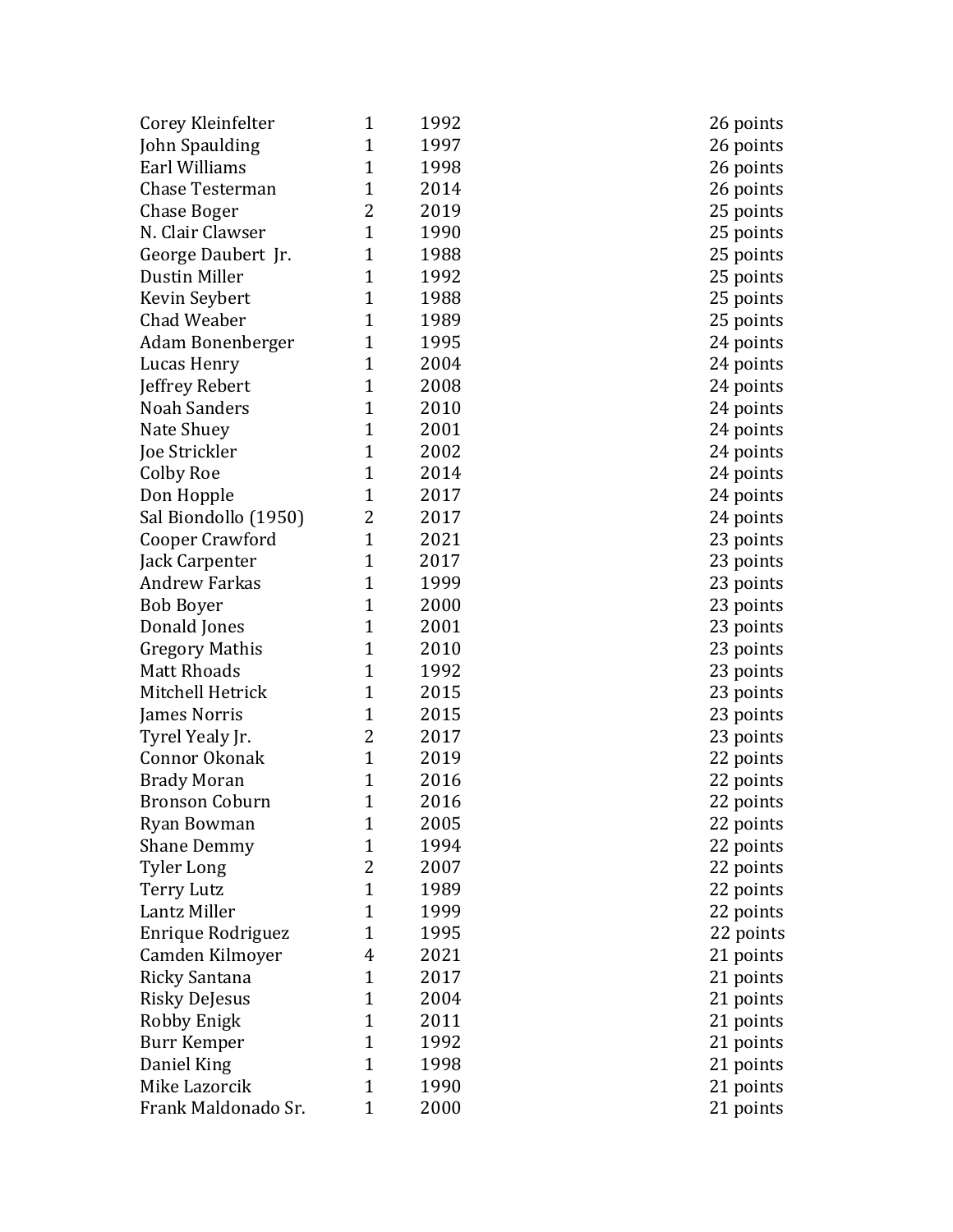| | | | |
|---|---|---|---|
| Corey Kleinfelter | 1 | 1992 | 26 points |
| John Spaulding | 1 | 1997 | 26 points |
| Earl Williams | 1 | 1998 | 26 points |
| Chase Testerman | 1 | 2014 | 26 points |
| Chase Boger | 2 | 2019 | 25 points |
| N. Clair Clawser | 1 | 1990 | 25 points |
| George Daubert Jr. | 1 | 1988 | 25 points |
| Dustin Miller | 1 | 1992 | 25 points |
| Kevin Seybert | 1 | 1988 | 25 points |
| Chad Weaber | 1 | 1989 | 25 points |
| Adam Bonenberger | 1 | 1995 | 24 points |
| Lucas Henry | 1 | 2004 | 24 points |
| Jeffrey Rebert | 1 | 2008 | 24 points |
| Noah Sanders | 1 | 2010 | 24 points |
| Nate Shuey | 1 | 2001 | 24 points |
| Joe Strickler | 1 | 2002 | 24 points |
| Colby Roe | 1 | 2014 | 24 points |
| Don Hopple | 1 | 2017 | 24 points |
| Sal Biondollo (1950) | 2 | 2017 | 24 points |
| Cooper Crawford | 1 | 2021 | 23 points |
| Jack Carpenter | 1 | 2017 | 23 points |
| Andrew Farkas | 1 | 1999 | 23 points |
| Bob Boyer | 1 | 2000 | 23 points |
| Donald Jones | 1 | 2001 | 23 points |
| Gregory Mathis | 1 | 2010 | 23 points |
| Matt Rhoads | 1 | 1992 | 23 points |
| Mitchell Hetrick | 1 | 2015 | 23 points |
| James Norris | 1 | 2015 | 23 points |
| Tyrel Yealy Jr. | 2 | 2017 | 23 points |
| Connor Okonak | 1 | 2019 | 22 points |
| Brady Moran | 1 | 2016 | 22 points |
| Bronson Coburn | 1 | 2016 | 22 points |
| Ryan Bowman | 1 | 2005 | 22 points |
| Shane Demmy | 1 | 1994 | 22 points |
| Tyler Long | 2 | 2007 | 22 points |
| Terry Lutz | 1 | 1989 | 22 points |
| Lantz Miller | 1 | 1999 | 22 points |
| Enrique Rodriguez | 1 | 1995 | 22 points |
| Camden Kilmoyer | 4 | 2021 | 21 points |
| Ricky Santana | 1 | 2017 | 21 points |
| Risky DeJesus | 1 | 2004 | 21 points |
| Robby Enigk | 1 | 2011 | 21 points |
| Burr Kemper | 1 | 1992 | 21 points |
| Daniel King | 1 | 1998 | 21 points |
| Mike Lazorcik | 1 | 1990 | 21 points |
| Frank Maldonado Sr. | 1 | 2000 | 21 points |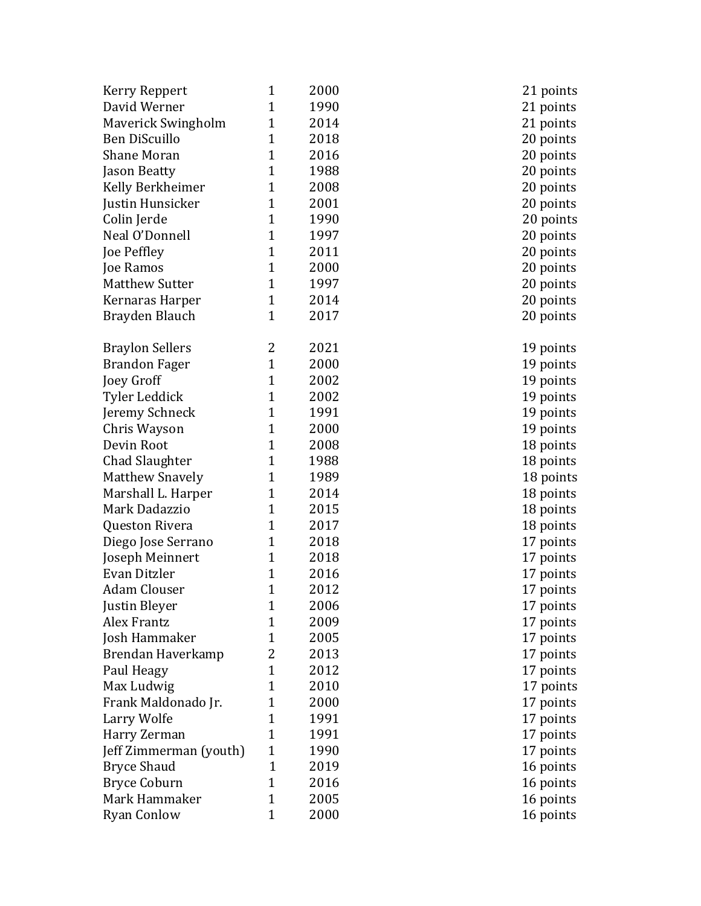| | | | |
|---|---|---|---|
| Kerry Reppert | 1 | 2000 | 21 points |
| David Werner | 1 | 1990 | 21 points |
| Maverick Swingholm | 1 | 2014 | 21 points |
| Ben DiScuillo | 1 | 2018 | 20 points |
| Shane Moran | 1 | 2016 | 20 points |
| Jason Beatty | 1 | 1988 | 20 points |
| Kelly Berkheimer | 1 | 2008 | 20 points |
| Justin Hunsicker | 1 | 2001 | 20 points |
| Colin Jerde | 1 | 1990 | 20 points |
| Neal O'Donnell | 1 | 1997 | 20 points |
| Joe Peffley | 1 | 2011 | 20 points |
| Joe Ramos | 1 | 2000 | 20 points |
| Matthew Sutter | 1 | 1997 | 20 points |
| Kernaras Harper | 1 | 2014 | 20 points |
| Brayden Blauch | 1 | 2017 | 20 points |
| | | | |
| Braylon Sellers | 2 | 2021 | 19 points |
| Brandon Fager | 1 | 2000 | 19 points |
| Joey Groff | 1 | 2002 | 19 points |
| Tyler Leddick | 1 | 2002 | 19 points |
| Jeremy Schneck | 1 | 1991 | 19 points |
| Chris Wayson | 1 | 2000 | 19 points |
| Devin Root | 1 | 2008 | 18 points |
| Chad Slaughter | 1 | 1988 | 18 points |
| Matthew Snavely | 1 | 1989 | 18 points |
| Marshall L. Harper | 1 | 2014 | 18 points |
| Mark Dadazzio | 1 | 2015 | 18 points |
| Queston Rivera | 1 | 2017 | 18 points |
| Diego Jose Serrano | 1 | 2018 | 17 points |
| Joseph Meinnert | 1 | 2018 | 17 points |
| Evan Ditzler | 1 | 2016 | 17 points |
| Adam Clouser | 1 | 2012 | 17 points |
| Justin Bleyer | 1 | 2006 | 17 points |
| Alex Frantz | 1 | 2009 | 17 points |
| Josh Hammaker | 1 | 2005 | 17 points |
| Brendan Haverkamp | 2 | 2013 | 17 points |
| Paul Heagy | 1 | 2012 | 17 points |
| Max Ludwig | 1 | 2010 | 17 points |
| Frank Maldonado Jr. | 1 | 2000 | 17 points |
| Larry Wolfe | 1 | 1991 | 17 points |
| Harry Zerman | 1 | 1991 | 17 points |
| Jeff Zimmerman (youth) | 1 | 1990 | 17 points |
| Bryce Shaud | 1 | 2019 | 16 points |
| Bryce Coburn | 1 | 2016 | 16 points |
| Mark Hammaker | 1 | 2005 | 16 points |
| Ryan Conlow | 1 | 2000 | 16 points |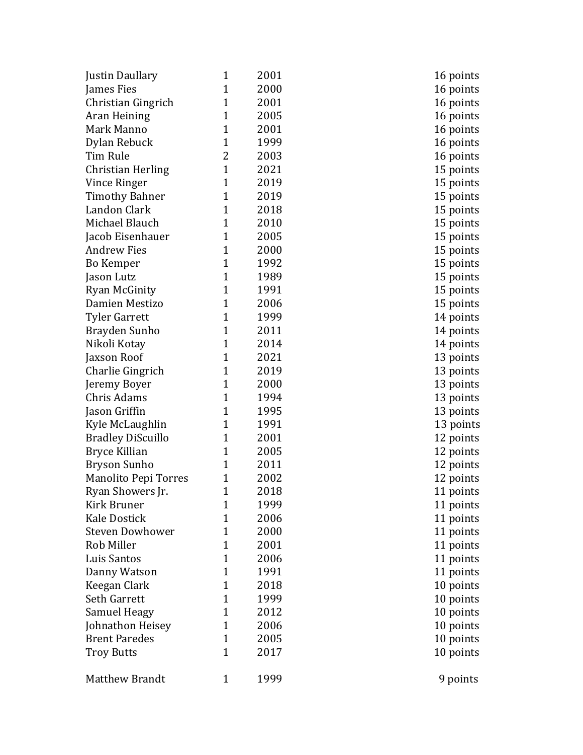| | | | |
|---|---|---|---|
| Justin Daullary | 1 | 2001 | 16 points |
| James Fies | 1 | 2000 | 16 points |
| Christian Gingrich | 1 | 2001 | 16 points |
| Aran Heining | 1 | 2005 | 16 points |
| Mark Manno | 1 | 2001 | 16 points |
| Dylan Rebuck | 1 | 1999 | 16 points |
| Tim Rule | 2 | 2003 | 16 points |
| Christian Herling | 1 | 2021 | 15 points |
| Vince Ringer | 1 | 2019 | 15 points |
| Timothy Bahner | 1 | 2019 | 15 points |
| Landon Clark | 1 | 2018 | 15 points |
| Michael Blauch | 1 | 2010 | 15 points |
| Jacob Eisenhauer | 1 | 2005 | 15 points |
| Andrew Fies | 1 | 2000 | 15 points |
| Bo Kemper | 1 | 1992 | 15 points |
| Jason Lutz | 1 | 1989 | 15 points |
| Ryan McGinity | 1 | 1991 | 15 points |
| Damien Mestizo | 1 | 2006 | 15 points |
| Tyler Garrett | 1 | 1999 | 14 points |
| Brayden Sunho | 1 | 2011 | 14 points |
| Nikoli Kotay | 1 | 2014 | 14 points |
| Jaxson Roof | 1 | 2021 | 13 points |
| Charlie Gingrich | 1 | 2019 | 13 points |
| Jeremy Boyer | 1 | 2000 | 13 points |
| Chris Adams | 1 | 1994 | 13 points |
| Jason Griffin | 1 | 1995 | 13 points |
| Kyle McLaughlin | 1 | 1991 | 13 points |
| Bradley DiScuillo | 1 | 2001 | 12 points |
| Bryce Killian | 1 | 2005 | 12 points |
| Bryson Sunho | 1 | 2011 | 12 points |
| Manolito Pepi Torres | 1 | 2002 | 12 points |
| Ryan Showers Jr. | 1 | 2018 | 11 points |
| Kirk Bruner | 1 | 1999 | 11 points |
| Kale Dostick | 1 | 2006 | 11 points |
| Steven Dowhower | 1 | 2000 | 11 points |
| Rob Miller | 1 | 2001 | 11 points |
| Luis Santos | 1 | 2006 | 11 points |
| Danny Watson | 1 | 1991 | 11 points |
| Keegan Clark | 1 | 2018 | 10 points |
| Seth Garrett | 1 | 1999 | 10 points |
| Samuel Heagy | 1 | 2012 | 10 points |
| Johnathon Heisey | 1 | 2006 | 10 points |
| Brent Paredes | 1 | 2005 | 10 points |
| Troy Butts | 1 | 2017 | 10 points |
| Matthew Brandt | 1 | 1999 | 9 points |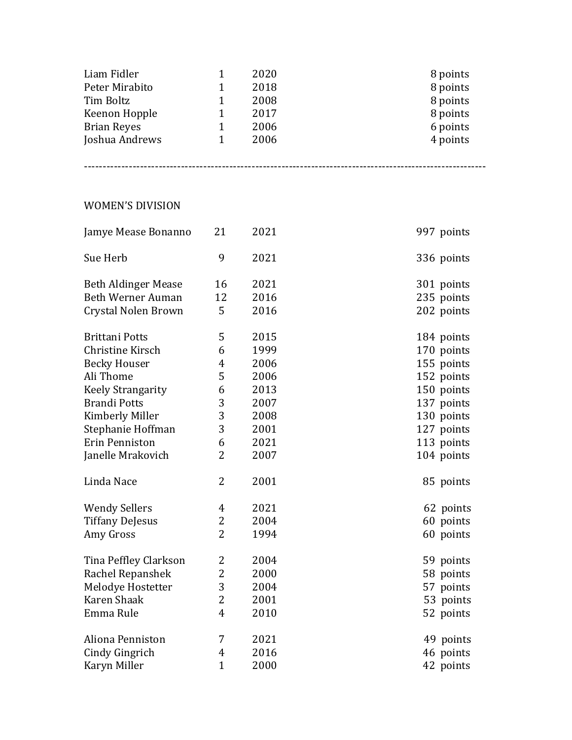| | | | |
|---|---|---|---|
| Liam Fidler | 1 | 2020 | 8 points |
| Peter Mirabito | 1 | 2018 | 8 points |
| Tim Boltz | 1 | 2008 | 8 points |
| Keenon Hopple | 1 | 2017 | 8 points |
| Brian Reyes | 1 | 2006 | 6 points |
| Joshua Andrews | 1 | 2006 | 4 points |

---

WOMEN'S DIVISION

| | | | |
|---|---|---|---|
| Jamye Mease Bonanno | 21 | 2021 | 997 points |
| Sue Herb | 9 | 2021 | 336 points |
| Beth Aldinger Mease | 16 | 2021 | 301 points |
| Beth Werner Auman | 12 | 2016 | 235 points |
| Crystal Nolen Brown | 5 | 2016 | 202 points |
| Brittani Potts | 5 | 2015 | 184 points |
| Christine Kirsch | 6 | 1999 | 170 points |
| Becky Houser | 4 | 2006 | 155 points |
| Ali Thome | 5 | 2006 | 152 points |
| Keely Strangarity | 6 | 2013 | 150 points |
| Brandi Potts | 3 | 2007 | 137 points |
| Kimberly Miller | 3 | 2008 | 130 points |
| Stephanie Hoffman | 3 | 2001 | 127 points |
| Erin Penniston | 6 | 2021 | 113 points |
| Janelle Mrakovich | 2 | 2007 | 104 points |
| Linda Nace | 2 | 2001 | 85 points |
| Wendy Sellers | 4 | 2021 | 62 points |
| Tiffany DeJesus | 2 | 2004 | 60 points |
| Amy Gross | 2 | 1994 | 60 points |
| Tina Peffley Clarkson | 2 | 2004 | 59 points |
| Rachel Repanshek | 2 | 2000 | 58 points |
| Melodye Hostetter | 3 | 2004 | 57 points |
| Karen Shaak | 2 | 2001 | 53 points |
| Emma Rule | 4 | 2010 | 52 points |
| Aliona Penniston | 7 | 2021 | 49 points |
| Cindy Gingrich | 4 | 2016 | 46 points |
| Karyn Miller | 1 | 2000 | 42 points |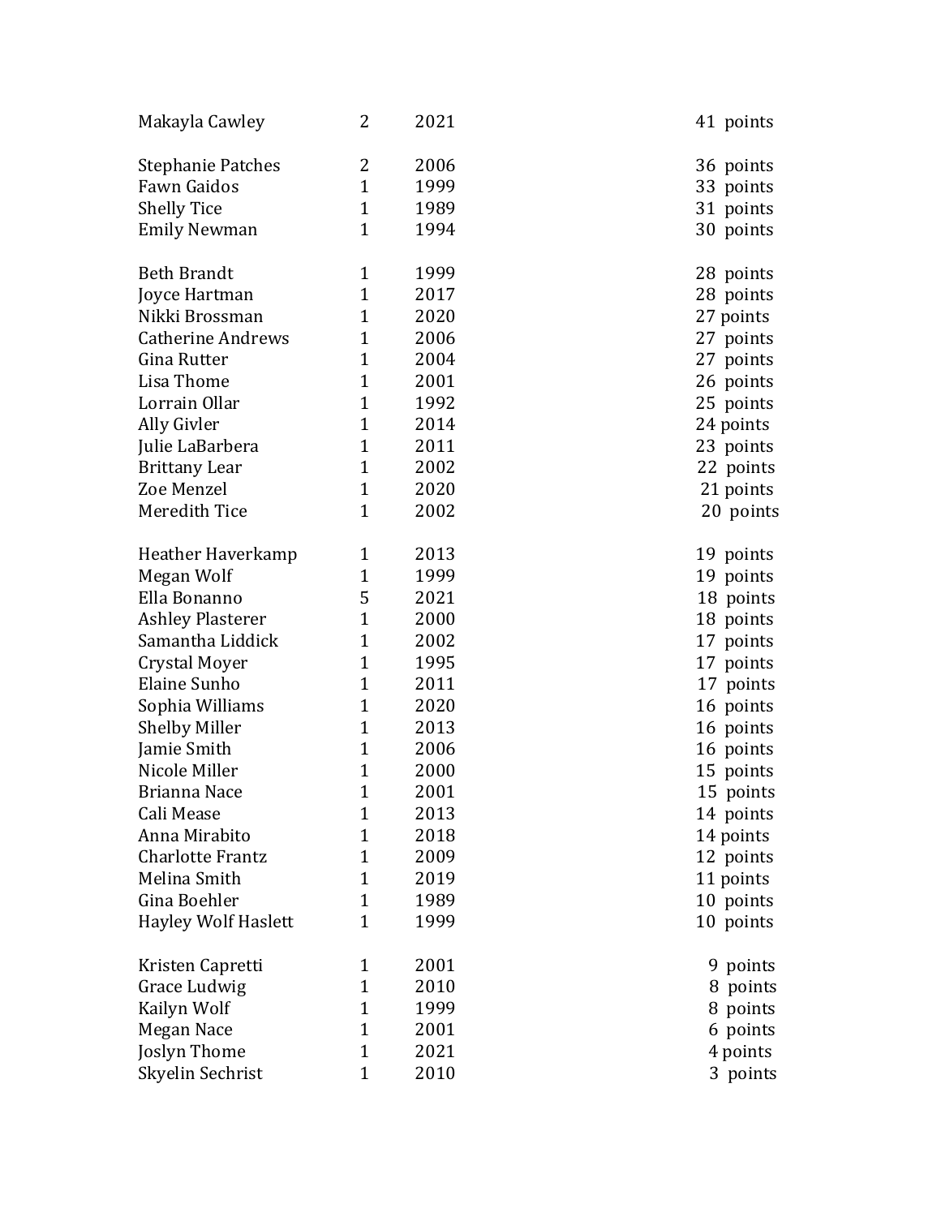| | | | |
|---|---|---|---|
| Makayla Cawley | 2 | 2021 | 41 points |
| | | | |
| Stephanie Patches | 2 | 2006 | 36 points |
| Fawn Gaidos | 1 | 1999 | 33 points |
| Shelly Tice | 1 | 1989 | 31 points |
| Emily Newman | 1 | 1994 | 30 points |
| | | | |
| Beth Brandt | 1 | 1999 | 28 points |
| Joyce Hartman | 1 | 2017 | 28 points |
| Nikki Brossman | 1 | 2020 | 27 points |
| Catherine Andrews | 1 | 2006 | 27 points |
| Gina Rutter | 1 | 2004 | 27 points |
| Lisa Thome | 1 | 2001 | 26 points |
| Lorrain Ollar | 1 | 1992 | 25 points |
| Ally Givler | 1 | 2014 | 24 points |
| Julie LaBarbera | 1 | 2011 | 23 points |
| Brittany Lear | 1 | 2002 | 22 points |
| Zoe Menzel | 1 | 2020 | 21 points |
| Meredith Tice | 1 | 2002 | 20 points |
| | | | |
| Heather Haverkamp | 1 | 2013 | 19 points |
| Megan Wolf | 1 | 1999 | 19 points |
| Ella Bonanno | 5 | 2021 | 18 points |
| Ashley Plasterer | 1 | 2000 | 18 points |
| Samantha Liddick | 1 | 2002 | 17 points |
| Crystal Moyer | 1 | 1995 | 17 points |
| Elaine Sunho | 1 | 2011 | 17 points |
| Sophia Williams | 1 | 2020 | 16 points |
| Shelby Miller | 1 | 2013 | 16 points |
| Jamie Smith | 1 | 2006 | 16 points |
| Nicole Miller | 1 | 2000 | 15 points |
| Brianna Nace | 1 | 2001 | 15 points |
| Cali Mease | 1 | 2013 | 14 points |
| Anna Mirabito | 1 | 2018 | 14 points |
| Charlotte Frantz | 1 | 2009 | 12 points |
| Melina Smith | 1 | 2019 | 11 points |
| Gina Boehler | 1 | 1989 | 10 points |
| Hayley Wolf Haslett | 1 | 1999 | 10 points |
| | | | |
| Kristen Capretti | 1 | 2001 | 9 points |
| Grace Ludwig | 1 | 2010 | 8 points |
| Kailyn Wolf | 1 | 1999 | 8 points |
| Megan Nace | 1 | 2001 | 6 points |
| Joslyn Thome | 1 | 2021 | 4 points |
| Skyelin Sechrist | 1 | 2010 | 3 points |